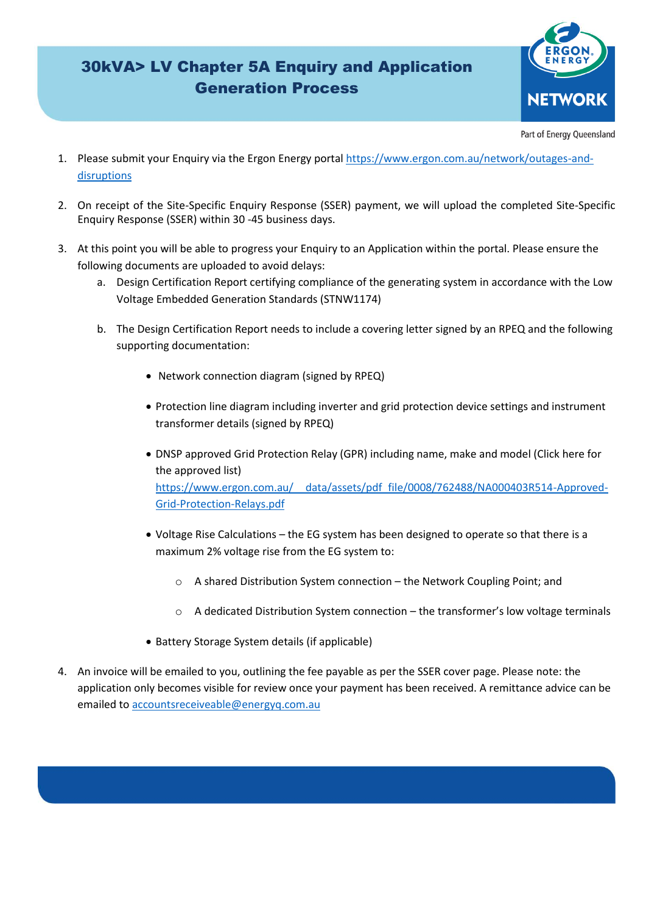# 30kVA> LV Chapter 5A Enquiry and Application Generation Process

ERGON ENERGY NETWORK

Part of Energy Queensland

1. Please submit your Enquiry via the Ergon Energy portal [https://www.ergon.com.au/network/outages-and-disruptions](https://www.ergon.com.au/network/outages-and-disruptions)

2. On receipt of the Site-Specific Enquiry Response (SSER) payment, we will upload the completed Site-Specific Enquiry Response (SSER) within 30 -45 business days.

3. At this point you will be able to progress your Enquiry to an Application within the portal. Please ensure the following documents are uploaded to avoid delays:
   a. Design Certification Report certifying compliance of the generating system in accordance with the Low Voltage Embedded Generation Standards (STNW1174)
   b. The Design Certification Report needs to include a covering letter signed by an RPEQ and the following supporting documentation:
      - Network connection diagram (signed by RPEQ)
      - Protection line diagram including inverter and grid protection device settings and instrument transformer details (signed by RPEQ)
      - DNSP approved Grid Protection Relay (GPR) including name, make and model (Click here for the approved list) [https://www.ergon.com.au/__data/assets/pdf_file/0008/762488/NA000403R514-Approved-Grid-Protection-Relays.pdf](https://www.ergon.com.au/__data/assets/pdf_file/0008/762488/NA000403R514-Approved-Grid-Protection-Relays.pdf)
      - Voltage Rise Calculations – the EG system has been designed to operate so that there is a maximum 2% voltage rise from the EG system to:
        - A shared Distribution System connection – the Network Coupling Point; and
        - A dedicated Distribution System connection – the transformer's low voltage terminals
      - Battery Storage System details (if applicable)

4. An invoice will be emailed to you, outlining the fee payable as per the SSER cover page. Please note: the application only becomes visible for review once your payment has been received. A remittance advice can be emailed to [accountsreceiveable@energyq.com.au](mailto:accountsreceiveable@energyq.com.au)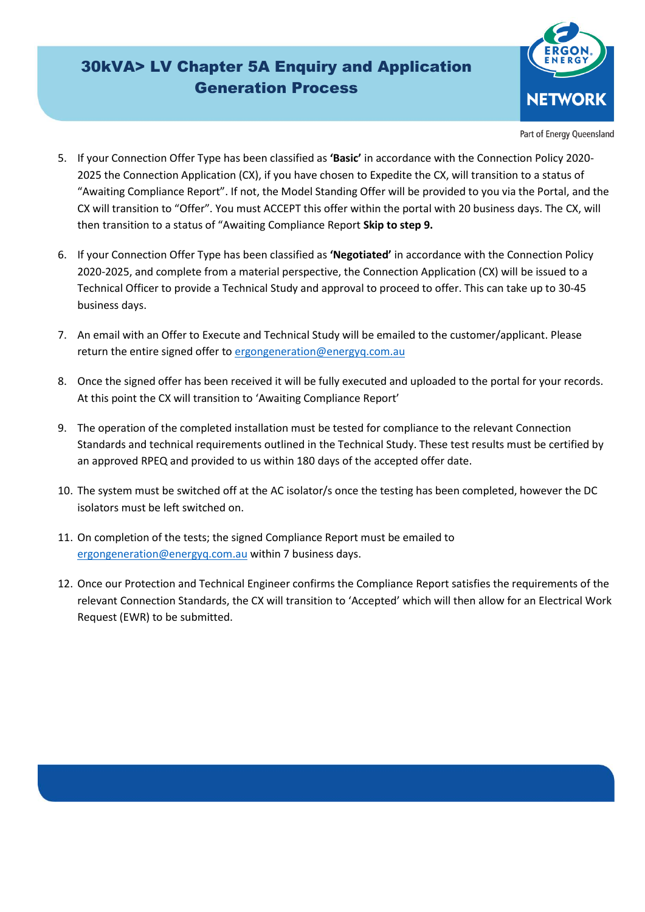5. If your Connection Offer Type has been classified as **'Basic'** in accordance with the Connection Policy 2020-2025 the Connection Application (CX), if you have chosen to Expedite the CX, will transition to a status of "Awaiting Compliance Report". If not, the Model Standing Offer will be provided to you via the Portal, and the CX will transition to "Offer". You must ACCEPT this offer within the portal with 20 business days. The CX, will then transition to a status of "Awaiting Compliance Report **Skip to step 9.**

6. If your Connection Offer Type has been classified as **'Negotiated'** in accordance with the Connection Policy 2020-2025, and complete from a material perspective, the Connection Application (CX) will be issued to a Technical Officer to provide a Technical Study and approval to proceed to offer. This can take up to 30-45 business days.

7. An email with an Offer to Execute and Technical Study will be emailed to the customer/applicant. Please return the entire signed offer to ergongeneration@energyq.com.au

8. Once the signed offer has been received it will be fully executed and uploaded to the portal for your records. At this point the CX will transition to 'Awaiting Compliance Report'

9. The operation of the completed installation must be tested for compliance to the relevant Connection Standards and technical requirements outlined in the Technical Study. These test results must be certified by an approved RPEQ and provided to us within 180 days of the accepted offer date.

10. The system must be switched off at the AC isolator/s once the testing has been completed, however the DC isolators must be left switched on.

11. On completion of the tests; the signed Compliance Report must be emailed to ergongeneration@energyq.com.au within 7 business days.

12. Once our Protection and Technical Engineer confirms the Compliance Report satisfies the requirements of the relevant Connection Standards, the CX will transition to 'Accepted' which will then allow for an Electrical Work Request (EWR) to be submitted.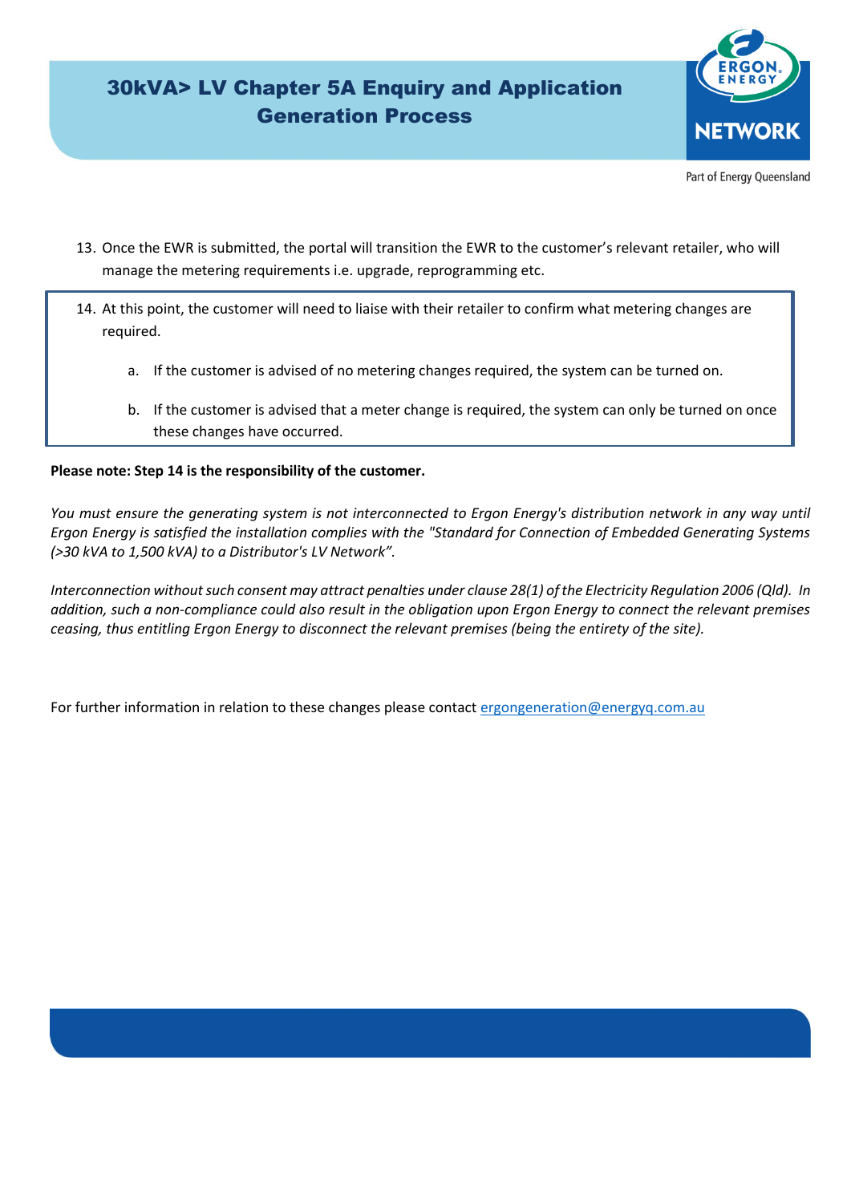13. Once the EWR is submitted, the portal will transition the EWR to the customer's relevant retailer, who will manage the metering requirements i.e. upgrade, reprogramming etc.

14. At this point, the customer will need to liaise with their retailer to confirm what metering changes are required.

    a. If the customer is advised of no metering changes required, the system can be turned on.

    b. If the customer is advised that a meter change is required, the system can only be turned on once these changes have occurred.

**Please note: Step 14 is the responsibility of the customer.**

*You must ensure the generating system is not interconnected to Ergon Energy's distribution network in any way until Ergon Energy is satisfied the installation complies with the "Standard for Connection of Embedded Generating Systems (>30 kVA to 1,500 kVA) to a Distributor's LV Network".*

*Interconnection without such consent may attract penalties under clause 28(1) of the Electricity Regulation 2006 (Qld). In addition, such a non-compliance could also result in the obligation upon Ergon Energy to connect the relevant premises ceasing, thus entitling Ergon Energy to disconnect the relevant premises (being the entirety of the site).*

For further information in relation to these changes please contact ergongeneration@energyq.com.au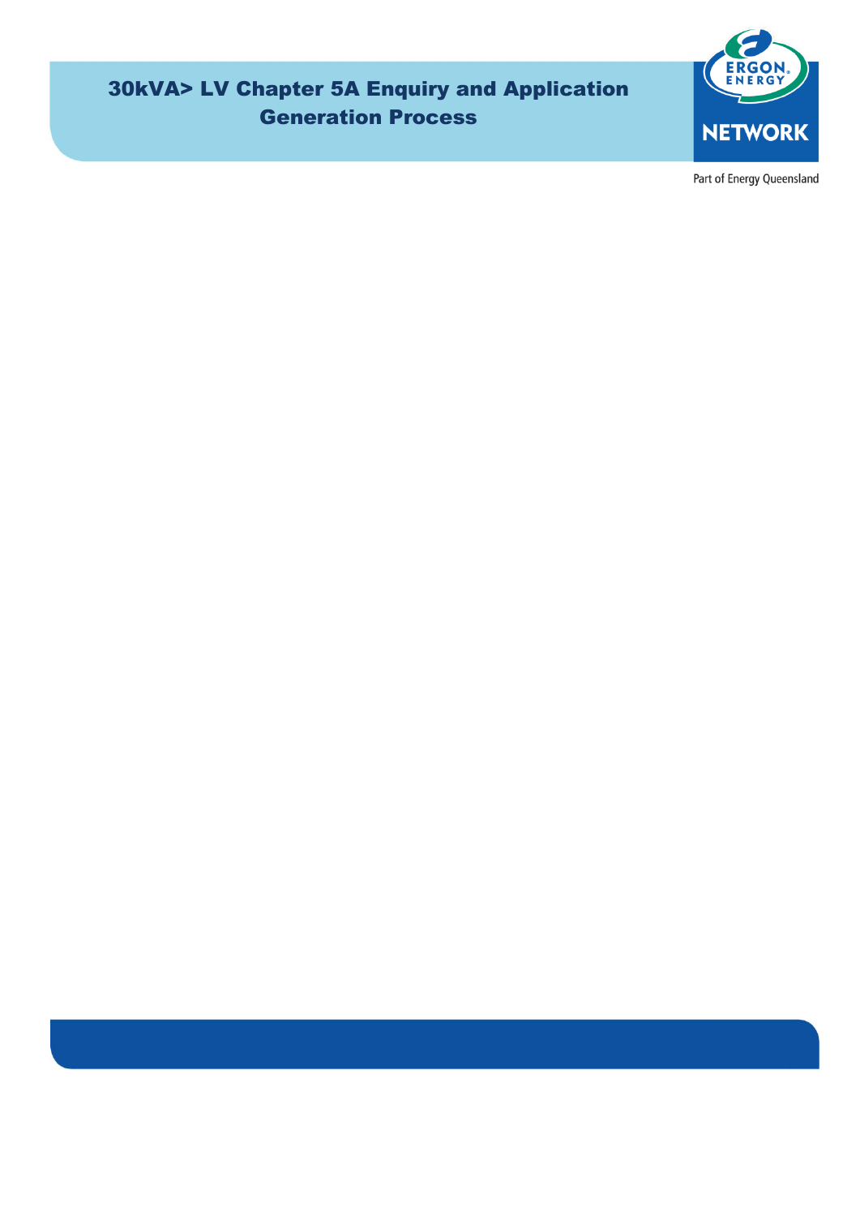# 30kVA> LV Chapter 5A Enquiry and Application Generation Process

ERGON ENERGY

NETWORK

Part of Energy Queensland